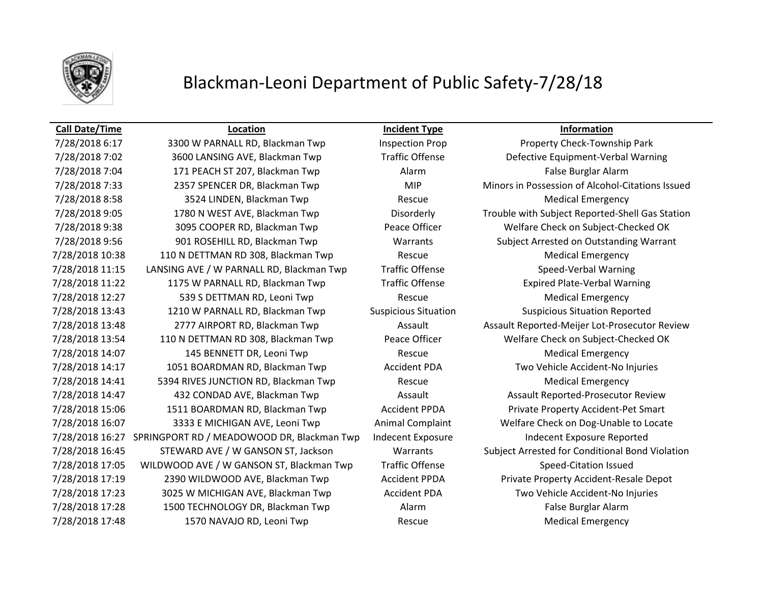# Blackman-Leoni Department of Public Safety-7/28/18

| Call Date/Time | Location | Incident Type | Information |
|---|---|---|---|
| 7/28/2018 6:17 | 3300 W PARNALL RD, Blackman Twp | Inspection Prop | Property Check-Township Park |
| 7/28/2018 7:02 | 3600 LANSING AVE, Blackman Twp | Traffic Offense | Defective Equipment-Verbal Warning |
| 7/28/2018 7:04 | 171 PEACH ST 207, Blackman Twp | Alarm | False Burglar Alarm |
| 7/28/2018 7:33 | 2357 SPENCER DR, Blackman Twp | MIP | Minors in Possession of Alcohol-Citations Issued |
| 7/28/2018 8:58 | 3524 LINDEN, Blackman Twp | Rescue | Medical Emergency |
| 7/28/2018 9:05 | 1780 N WEST AVE, Blackman Twp | Disorderly | Trouble with Subject Reported-Shell Gas Station |
| 7/28/2018 9:38 | 3095 COOPER RD, Blackman Twp | Peace Officer | Welfare Check on Subject-Checked OK |
| 7/28/2018 9:56 | 901 ROSEHILL RD, Blackman Twp | Warrants | Subject Arrested on Outstanding Warrant |
| 7/28/2018 10:38 | 110 N DETTMAN RD 308, Blackman Twp | Rescue | Medical Emergency |
| 7/28/2018 11:15 | LANSING AVE / W PARNALL RD, Blackman Twp | Traffic Offense | Speed-Verbal Warning |
| 7/28/2018 11:22 | 1175 W PARNALL RD, Blackman Twp | Traffic Offense | Expired Plate-Verbal Warning |
| 7/28/2018 12:27 | 539 S DETTMAN RD, Leoni Twp | Rescue | Medical Emergency |
| 7/28/2018 13:43 | 1210 W PARNALL RD, Blackman Twp | Suspicious Situation | Suspicious Situation Reported |
| 7/28/2018 13:48 | 2777 AIRPORT RD, Blackman Twp | Assault | Assault Reported-Meijer Lot-Prosecutor Review |
| 7/28/2018 13:54 | 110 N DETTMAN RD 308, Blackman Twp | Peace Officer | Welfare Check on Subject-Checked OK |
| 7/28/2018 14:07 | 145 BENNETT DR, Leoni Twp | Rescue | Medical Emergency |
| 7/28/2018 14:17 | 1051 BOARDMAN RD, Blackman Twp | Accident PDA | Two Vehicle Accident-No Injuries |
| 7/28/2018 14:41 | 5394 RIVES JUNCTION RD, Blackman Twp | Rescue | Medical Emergency |
| 7/28/2018 14:47 | 432 CONDAD AVE, Blackman Twp | Assault | Assault Reported-Prosecutor Review |
| 7/28/2018 15:06 | 1511 BOARDMAN RD, Blackman Twp | Accident PPDA | Private Property Accident-Pet Smart |
| 7/28/2018 16:07 | 3333 E MICHIGAN AVE, Leoni Twp | Animal Complaint | Welfare Check on Dog-Unable to Locate |
| 7/28/2018 16:27 | SPRINGPORT RD / MEADOWOOD DR, Blackman Twp | Indecent Exposure | Indecent Exposure Reported |
| 7/28/2018 16:45 | STEWARD AVE / W GANSON ST, Jackson | Warrants | Subject Arrested for Conditional Bond Violation |
| 7/28/2018 17:05 | WILDWOOD AVE / W GANSON ST, Blackman Twp | Traffic Offense | Speed-Citation Issued |
| 7/28/2018 17:19 | 2390 WILDWOOD AVE, Blackman Twp | Accident PPDA | Private Property Accident-Resale Depot |
| 7/28/2018 17:23 | 3025 W MICHIGAN AVE, Blackman Twp | Accident PDA | Two Vehicle Accident-No Injuries |
| 7/28/2018 17:28 | 1500 TECHNOLOGY DR, Blackman Twp | Alarm | False Burglar Alarm |
| 7/28/2018 17:48 | 1570 NAVAJO RD, Leoni Twp | Rescue | Medical Emergency |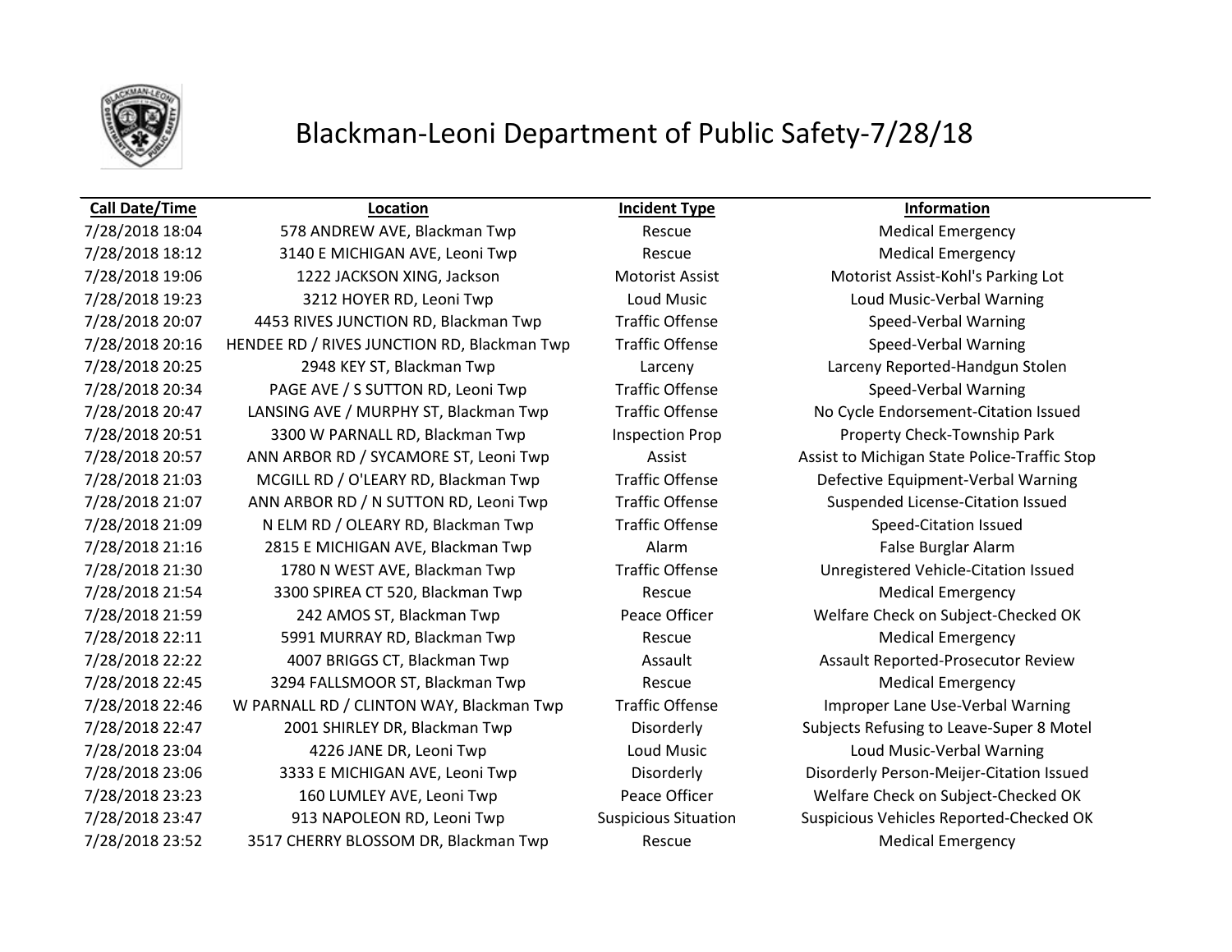# Blackman-Leoni Department of Public Safety-7/28/18

| Call Date/Time | Location | Incident Type | Information |
|---|---|---|---|
| 7/28/2018 18:04 | 578 ANDREW AVE, Blackman Twp | Rescue | Medical Emergency |
| 7/28/2018 18:12 | 3140 E MICHIGAN AVE, Leoni Twp | Rescue | Medical Emergency |
| 7/28/2018 19:06 | 1222 JACKSON XING, Jackson | Motorist Assist | Motorist Assist-Kohl's Parking Lot |
| 7/28/2018 19:23 | 3212 HOYER RD, Leoni Twp | Loud Music | Loud Music-Verbal Warning |
| 7/28/2018 20:07 | 4453 RIVES JUNCTION RD, Blackman Twp | Traffic Offense | Speed-Verbal Warning |
| 7/28/2018 20:16 | HENDEE RD / RIVES JUNCTION RD, Blackman Twp | Traffic Offense | Speed-Verbal Warning |
| 7/28/2018 20:25 | 2948 KEY ST, Blackman Twp | Larceny | Larceny Reported-Handgun Stolen |
| 7/28/2018 20:34 | PAGE AVE / S SUTTON RD, Leoni Twp | Traffic Offense | Speed-Verbal Warning |
| 7/28/2018 20:47 | LANSING AVE / MURPHY ST, Blackman Twp | Traffic Offense | No Cycle Endorsement-Citation Issued |
| 7/28/2018 20:51 | 3300 W PARNALL RD, Blackman Twp | Inspection Prop | Property Check-Township Park |
| 7/28/2018 20:57 | ANN ARBOR RD / SYCAMORE ST, Leoni Twp | Assist | Assist to Michigan State Police-Traffic Stop |
| 7/28/2018 21:03 | MCGILL RD / O'LEARY RD, Blackman Twp | Traffic Offense | Defective Equipment-Verbal Warning |
| 7/28/2018 21:07 | ANN ARBOR RD / N SUTTON RD, Leoni Twp | Traffic Offense | Suspended License-Citation Issued |
| 7/28/2018 21:09 | N ELM RD / OLEARY RD, Blackman Twp | Traffic Offense | Speed-Citation Issued |
| 7/28/2018 21:16 | 2815 E MICHIGAN AVE, Blackman Twp | Alarm | False Burglar Alarm |
| 7/28/2018 21:30 | 1780 N WEST AVE, Blackman Twp | Traffic Offense | Unregistered Vehicle-Citation Issued |
| 7/28/2018 21:54 | 3300 SPIREA CT 520, Blackman Twp | Rescue | Medical Emergency |
| 7/28/2018 21:59 | 242 AMOS ST, Blackman Twp | Peace Officer | Welfare Check on Subject-Checked OK |
| 7/28/2018 22:11 | 5991 MURRAY RD, Blackman Twp | Rescue | Medical Emergency |
| 7/28/2018 22:22 | 4007 BRIGGS CT, Blackman Twp | Assault | Assault Reported-Prosecutor Review |
| 7/28/2018 22:45 | 3294 FALLSMOOR ST, Blackman Twp | Rescue | Medical Emergency |
| 7/28/2018 22:46 | W PARNALL RD / CLINTON WAY, Blackman Twp | Traffic Offense | Improper Lane Use-Verbal Warning |
| 7/28/2018 22:47 | 2001 SHIRLEY DR, Blackman Twp | Disorderly | Subjects Refusing to Leave-Super 8 Motel |
| 7/28/2018 23:04 | 4226 JANE DR, Leoni Twp | Loud Music | Loud Music-Verbal Warning |
| 7/28/2018 23:06 | 3333 E MICHIGAN AVE, Leoni Twp | Disorderly | Disorderly Person-Meijer-Citation Issued |
| 7/28/2018 23:23 | 160 LUMLEY AVE, Leoni Twp | Peace Officer | Welfare Check on Subject-Checked OK |
| 7/28/2018 23:47 | 913 NAPOLEON RD, Leoni Twp | Suspicious Situation | Suspicious Vehicles Reported-Checked OK |
| 7/28/2018 23:52 | 3517 CHERRY BLOSSOM DR, Blackman Twp | Rescue | Medical Emergency |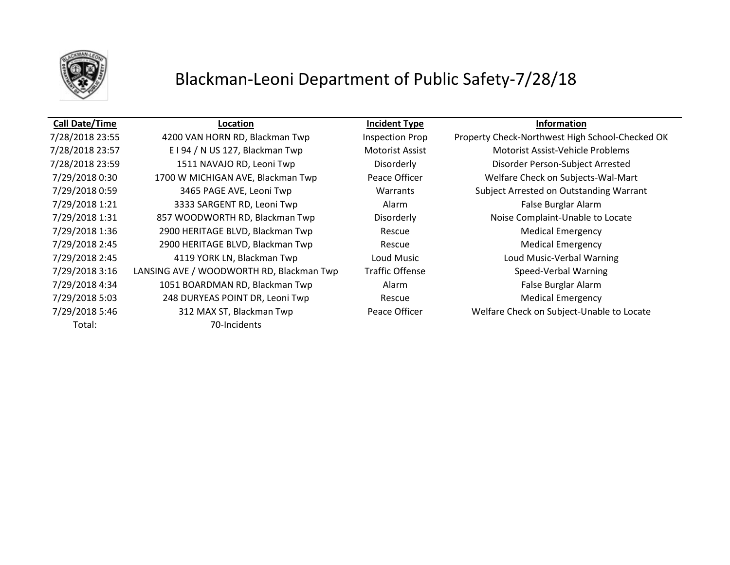# Blackman-Leoni Department of Public Safety-7/28/18

| Call Date/Time | Location | Incident Type | Information |
|---|---|---|---|
| 7/28/2018 23:55 | 4200 VAN HORN RD, Blackman Twp | Inspection Prop | Property Check-Northwest High School-Checked OK |
| 7/28/2018 23:57 | E I 94 / N US 127, Blackman Twp | Motorist Assist | Motorist Assist-Vehicle Problems |
| 7/28/2018 23:59 | 1511 NAVAJO RD, Leoni Twp | Disorderly | Disorder Person-Subject Arrested |
| 7/29/2018 0:30 | 1700 W MICHIGAN AVE, Blackman Twp | Peace Officer | Welfare Check on Subjects-Wal-Mart |
| 7/29/2018 0:59 | 3465 PAGE AVE, Leoni Twp | Warrants | Subject Arrested on Outstanding Warrant |
| 7/29/2018 1:21 | 3333 SARGENT RD, Leoni Twp | Alarm | False Burglar Alarm |
| 7/29/2018 1:31 | 857 WOODWORTH RD, Blackman Twp | Disorderly | Noise Complaint-Unable to Locate |
| 7/29/2018 1:36 | 2900 HERITAGE BLVD, Blackman Twp | Rescue | Medical Emergency |
| 7/29/2018 2:45 | 2900 HERITAGE BLVD, Blackman Twp | Rescue | Medical Emergency |
| 7/29/2018 2:45 | 4119 YORK LN, Blackman Twp | Loud Music | Loud Music-Verbal Warning |
| 7/29/2018 3:16 | LANSING AVE / WOODWORTH RD, Blackman Twp | Traffic Offense | Speed-Verbal Warning |
| 7/29/2018 4:34 | 1051 BOARDMAN RD, Blackman Twp | Alarm | False Burglar Alarm |
| 7/29/2018 5:03 | 248 DURYEAS POINT DR, Leoni Twp | Rescue | Medical Emergency |
| 7/29/2018 5:46 | 312 MAX ST, Blackman Twp | Peace Officer | Welfare Check on Subject-Unable to Locate |
| Total: | 70-Incidents | | |